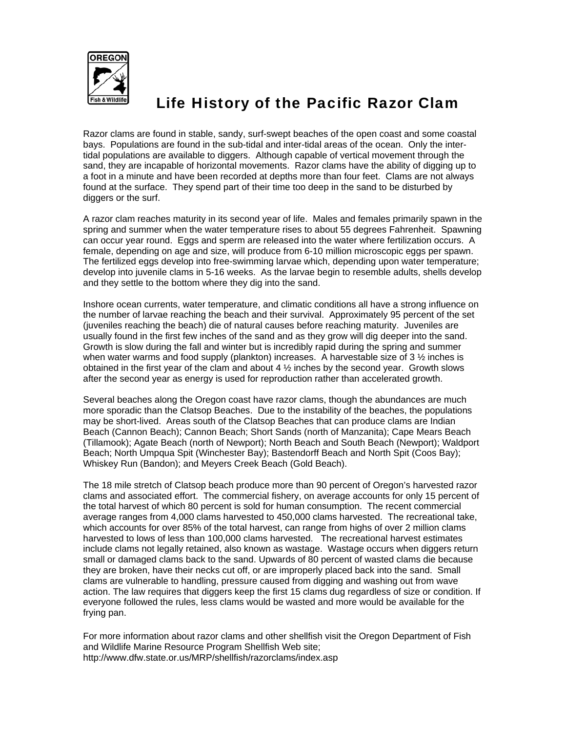# Life History of the Pacific Razor Clam

Razor clams are found in stable, sandy, surf-swept beaches of the open coast and some coastal bays. Populations are found in the sub-tidal and inter-tidal areas of the ocean. Only the inter-tidal populations are available to diggers. Although capable of vertical movement through the sand, they are incapable of horizontal movements. Razor clams have the ability of digging up to a foot in a minute and have been recorded at depths more than four feet. Clams are not always found at the surface. They spend part of their time too deep in the sand to be disturbed by diggers or the surf.

A razor clam reaches maturity in its second year of life. Males and females primarily spawn in the spring and summer when the water temperature rises to about 55 degrees Fahrenheit. Spawning can occur year round. Eggs and sperm are released into the water where fertilization occurs. A female, depending on age and size, will produce from 6-10 million microscopic eggs per spawn. The fertilized eggs develop into free-swimming larvae which, depending upon water temperature; develop into juvenile clams in 5-16 weeks. As the larvae begin to resemble adults, shells develop and they settle to the bottom where they dig into the sand.

Inshore ocean currents, water temperature, and climatic conditions all have a strong influence on the number of larvae reaching the beach and their survival. Approximately 95 percent of the set (juveniles reaching the beach) die of natural causes before reaching maturity. Juveniles are usually found in the first few inches of the sand and as they grow will dig deeper into the sand. Growth is slow during the fall and winter but is incredibly rapid during the spring and summer when water warms and food supply (plankton) increases. A harvestable size of 3 ½ inches is obtained in the first year of the clam and about 4 ½ inches by the second year. Growth slows after the second year as energy is used for reproduction rather than accelerated growth.

Several beaches along the Oregon coast have razor clams, though the abundances are much more sporadic than the Clatsop Beaches. Due to the instability of the beaches, the populations may be short-lived. Areas south of the Clatsop Beaches that can produce clams are Indian Beach (Cannon Beach); Cannon Beach; Short Sands (north of Manzanita); Cape Mears Beach (Tillamook); Agate Beach (north of Newport); North Beach and South Beach (Newport); Waldport Beach; North Umpqua Spit (Winchester Bay); Bastendorff Beach and North Spit (Coos Bay); Whiskey Run (Bandon); and Meyers Creek Beach (Gold Beach).

The 18 mile stretch of Clatsop beach produce more than 90 percent of Oregon's harvested razor clams and associated effort. The commercial fishery, on average accounts for only 15 percent of the total harvest of which 80 percent is sold for human consumption. The recent commercial average ranges from 4,000 clams harvested to 450,000 clams harvested. The recreational take, which accounts for over 85% of the total harvest, can range from highs of over 2 million clams harvested to lows of less than 100,000 clams harvested. The recreational harvest estimates include clams not legally retained, also known as wastage. Wastage occurs when diggers return small or damaged clams back to the sand. Upwards of 80 percent of wasted clams die because they are broken, have their necks cut off, or are improperly placed back into the sand. Small clams are vulnerable to handling, pressure caused from digging and washing out from wave action. The law requires that diggers keep the first 15 clams dug regardless of size or condition. If everyone followed the rules, less clams would be wasted and more would be available for the frying pan.

For more information about razor clams and other shellfish visit the Oregon Department of Fish and Wildlife Marine Resource Program Shellfish Web site;
http://www.dfw.state.or.us/MRP/shellfish/razorclams/index.asp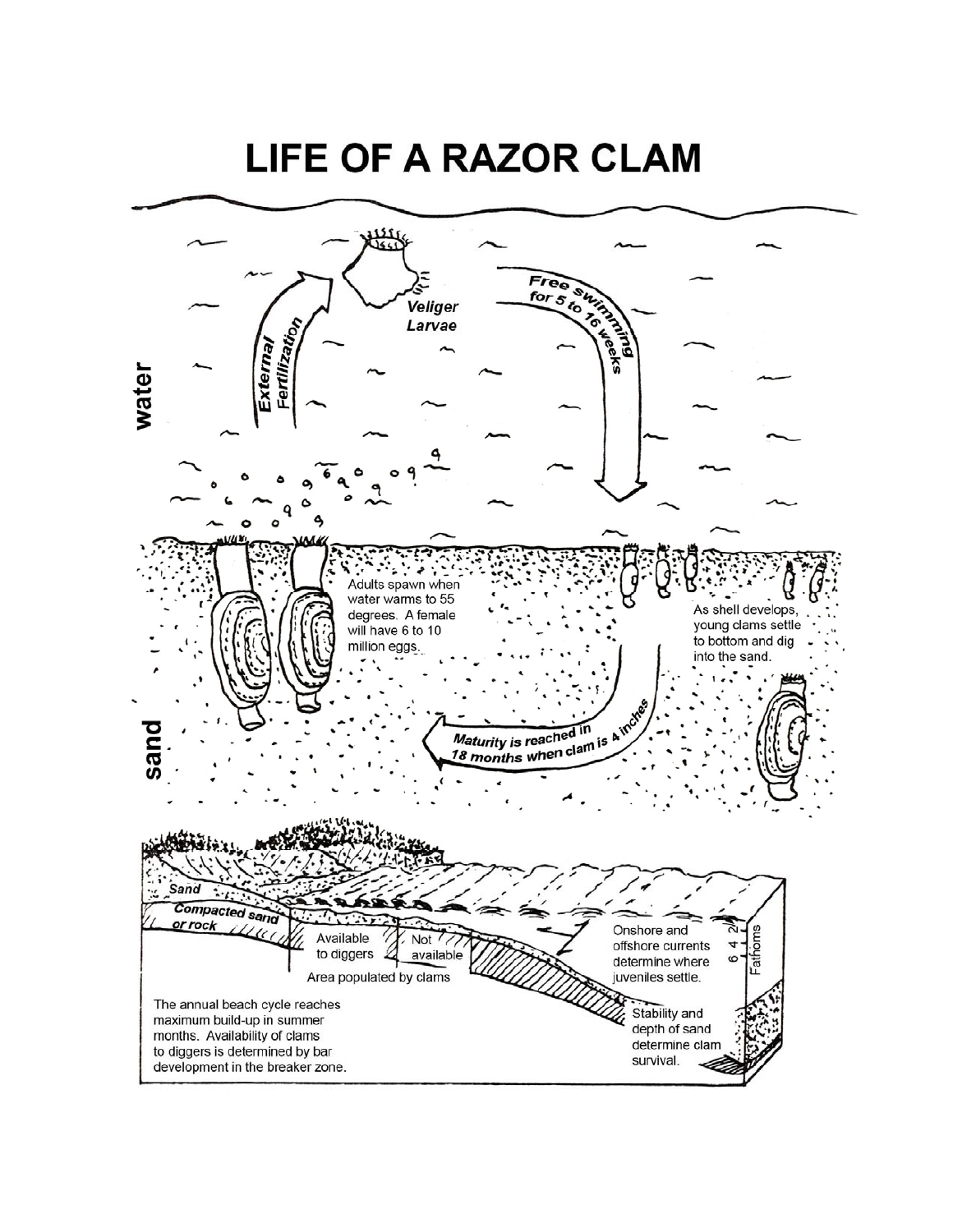# LIFE OF A RAZOR CLAM

water

External Fertilization

Veliger Larvae

Free swimming for 5 to 16 weeks

sand

Adults spawn when water warms to 55 degrees. A female will have 6 to 10 million eggs.

As shell develops, young clams settle to bottom and dig into the sand.

Maturity is reached in 18 months when clam is 4 inches

Sand

Compacted sand or rock

Available to diggers

Not available

Area populated by clams

Onshore and offshore currents determine where juveniles settle.

2 4 6 Fathoms

Stability and depth of sand determine clam survival.

The annual beach cycle reaches maximum build-up in summer months. Availability of clams to diggers is determined by bar development in the breaker zone.